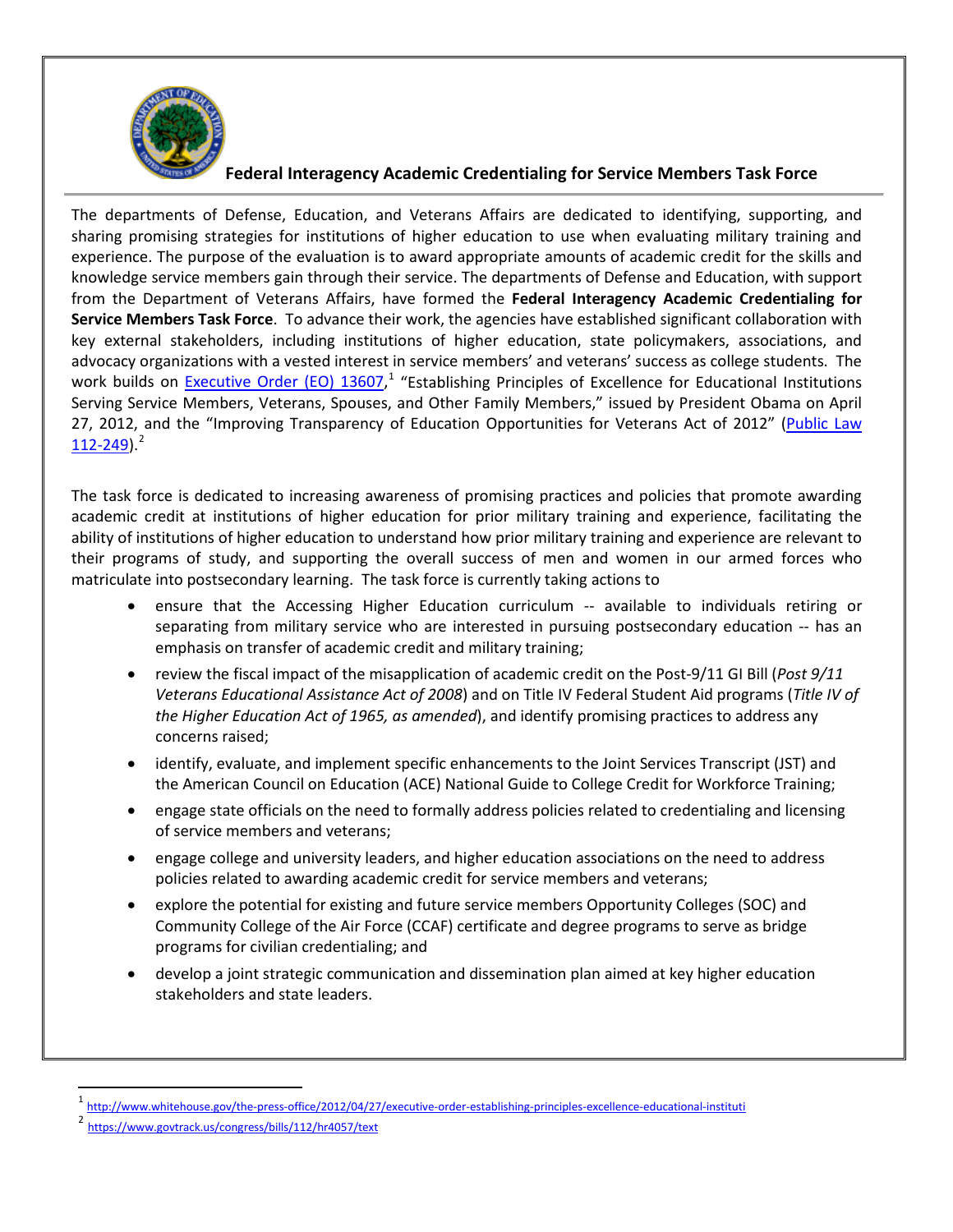# Federal Interagency Academic Credentialing for Service Members Task Force

The departments of Defense, Education, and Veterans Affairs are dedicated to identifying, supporting, and sharing promising strategies for institutions of higher education to use when evaluating military training and experience. The purpose of the evaluation is to award appropriate amounts of academic credit for the skills and knowledge service members gain through their service. The departments of Defense and Education, with support from the Department of Veterans Affairs, have formed the **Federal Interagency Academic Credentialing for Service Members Task Force**. To advance their work, the agencies have established significant collaboration with key external stakeholders, including institutions of higher education, state policymakers, associations, and advocacy organizations with a vested interest in service members' and veterans' success as college students. The work builds on [Executive Order (EO) 13607](http://www.whitehouse.gov/the-press-office/2012/04/27/executive-order-establishing-principles-excellence-educational-instituti),[1] "Establishing Principles of Excellence for Educational Institutions Serving Service Members, Veterans, Spouses, and Other Family Members," issued by President Obama on April 27, 2012, and the "Improving Transparency of Education Opportunities for Veterans Act of 2012" ([Public Law 112-249](https://www.govtrack.us/congress/bills/112/hr4057/text)).[2]

The task force is dedicated to increasing awareness of promising practices and policies that promote awarding academic credit at institutions of higher education for prior military training and experience, facilitating the ability of institutions of higher education to understand how prior military training and experience are relevant to their programs of study, and supporting the overall success of men and women in our armed forces who matriculate into postsecondary learning. The task force is currently taking actions to

- ensure that the Accessing Higher Education curriculum -- available to individuals retiring or separating from military service who are interested in pursuing postsecondary education -- has an emphasis on transfer of academic credit and military training;
- review the fiscal impact of the misapplication of academic credit on the Post-9/11 GI Bill (*Post 9/11 Veterans Educational Assistance Act of 2008*) and on Title IV Federal Student Aid programs (*Title IV of the Higher Education Act of 1965, as amended*), and identify promising practices to address any concerns raised;
- identify, evaluate, and implement specific enhancements to the Joint Services Transcript (JST) and the American Council on Education (ACE) National Guide to College Credit for Workforce Training;
- engage state officials on the need to formally address policies related to credentialing and licensing of service members and veterans;
- engage college and university leaders, and higher education associations on the need to address policies related to awarding academic credit for service members and veterans;
- explore the potential for existing and future service members Opportunity Colleges (SOC) and Community College of the Air Force (CCAF) certificate and degree programs to serve as bridge programs for civilian credentialing; and
- develop a joint strategic communication and dissemination plan aimed at key higher education stakeholders and state leaders.

---

[1] http://www.whitehouse.gov/the-press-office/2012/04/27/executive-order-establishing-principles-excellence-educational-instituti

[2] https://www.govtrack.us/congress/bills/112/hr4057/text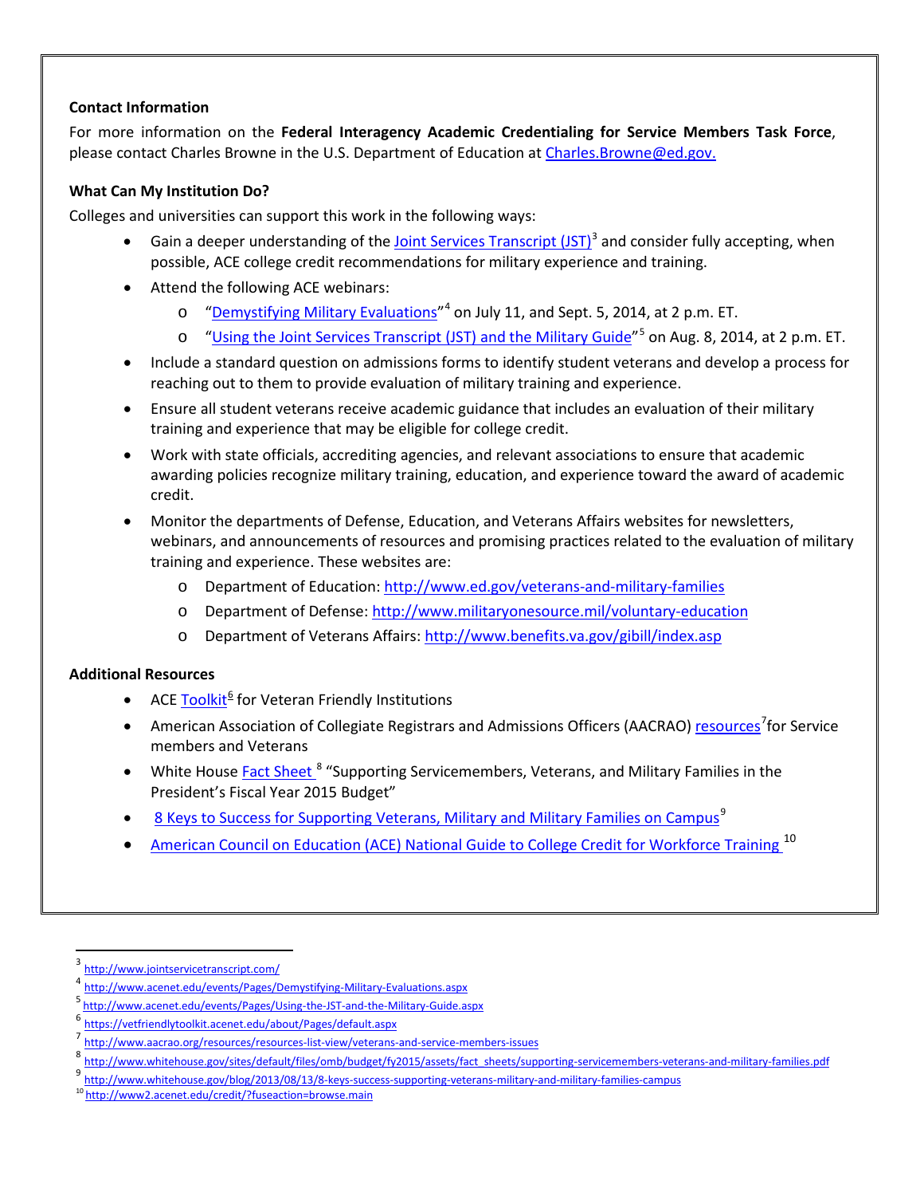**Contact Information**

For more information on the **Federal Interagency Academic Credentialing for Service Members Task Force**, please contact Charles Browne in the U.S. Department of Education at Charles.Browne@ed.gov.

**What Can My Institution Do?**

Colleges and universities can support this work in the following ways:

- Gain a deeper understanding of the Joint Services Transcript (JST)[3] and consider fully accepting, when possible, ACE college credit recommendations for military experience and training.
- Attend the following ACE webinars:
  - "Demystifying Military Evaluations"[4] on July 11, and Sept. 5, 2014, at 2 p.m. ET.
  - "Using the Joint Services Transcript (JST) and the Military Guide"[5] on Aug. 8, 2014, at 2 p.m. ET.
- Include a standard question on admissions forms to identify student veterans and develop a process for reaching out to them to provide evaluation of military training and experience.
- Ensure all student veterans receive academic guidance that includes an evaluation of their military training and experience that may be eligible for college credit.
- Work with state officials, accrediting agencies, and relevant associations to ensure that academic awarding policies recognize military training, education, and experience toward the award of academic credit.
- Monitor the departments of Defense, Education, and Veterans Affairs websites for newsletters, webinars, and announcements of resources and promising practices related to the evaluation of military training and experience. These websites are:
  - Department of Education: http://www.ed.gov/veterans-and-military-families
  - Department of Defense: http://www.militaryonesource.mil/voluntary-education
  - Department of Veterans Affairs: http://www.benefits.va.gov/gibill/index.asp

**Additional Resources**

- ACE Toolkit[6] for Veteran Friendly Institutions
- American Association of Collegiate Registrars and Admissions Officers (AACRAO) resources[7] for Service members and Veterans
- White House Fact Sheet[8] "Supporting Servicemembers, Veterans, and Military Families in the President's Fiscal Year 2015 Budget"
- 8 Keys to Success for Supporting Veterans, Military and Military Families on Campus[9]
- American Council on Education (ACE) National Guide to College Credit for Workforce Training[10]

---

[3] http://www.jointservicetranscript.com/

[4] http://www.acenet.edu/events/Pages/Demystifying-Military-Evaluations.aspx

[5] http://www.acenet.edu/events/Pages/Using-the-JST-and-the-Military-Guide.aspx

[6] https://vetfriendlytoolkit.acenet.edu/about/Pages/default.aspx

[7] http://www.aacrao.org/resources/resources-list-view/veterans-and-service-members-issues

[8] http://www.whitehouse.gov/sites/default/files/omb/budget/fy2015/assets/fact_sheets/supporting-servicemembers-veterans-and-military-families.pdf

[9] http://www.whitehouse.gov/blog/2013/08/13/8-keys-success-supporting-veterans-military-and-military-families-campus

[10] http://www2.acenet.edu/credit/?fuseaction=browse.main